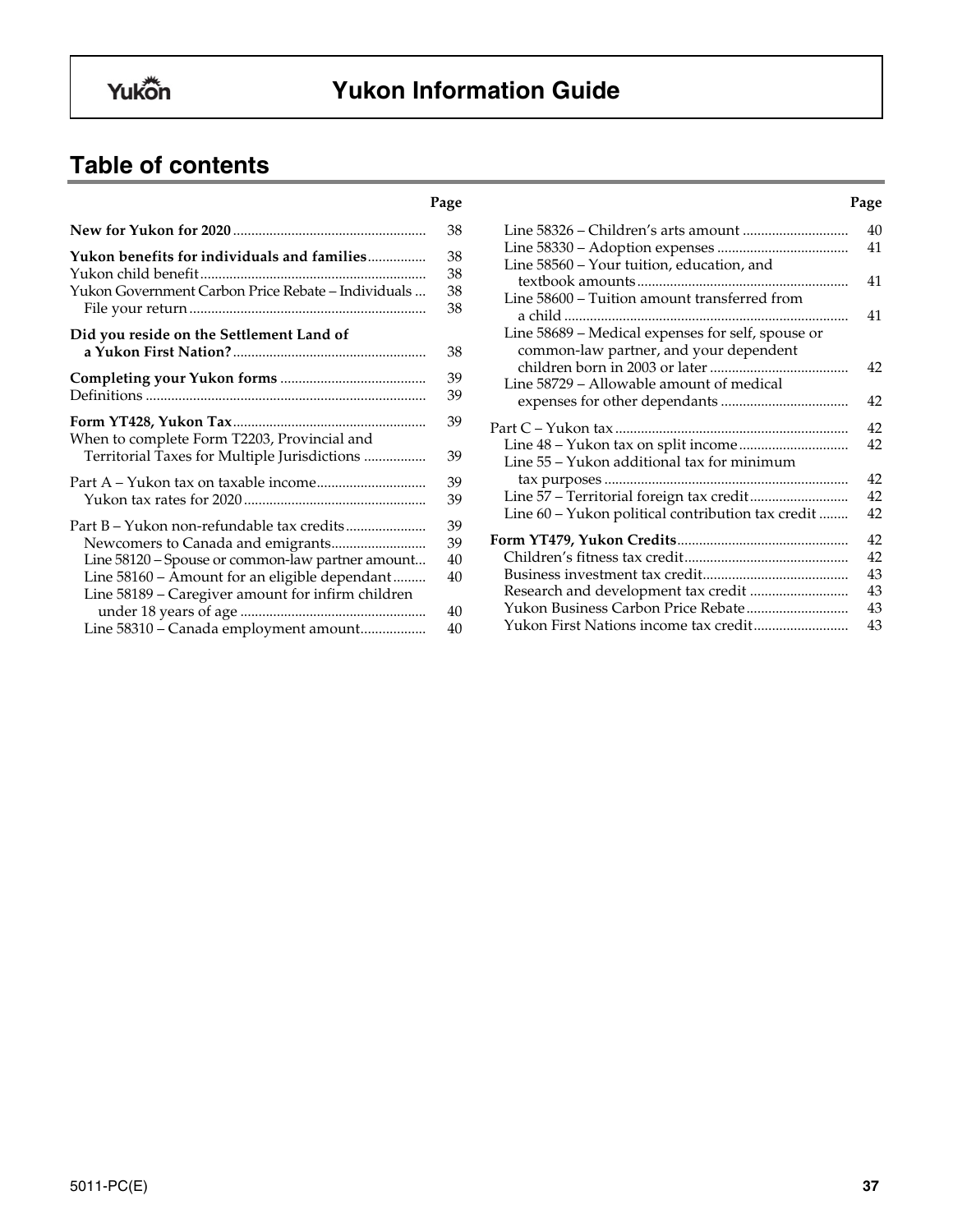# Yukon Information Guide

## Table of contents

| | Page |
|---|---|
| **New for Yukon for 2020** | 38 |
| **Yukon benefits for individuals and families** | 38 |
| Yukon child benefit | 38 |
| Yukon Government Carbon Price Rebate – Individuals | 38 |
| File your return | 38 |
| **Did you reside on the Settlement Land of a Yukon First Nation?** | 38 |
| **Completing your Yukon forms** | 39 |
| Definitions | 39 |
| **Form YT428, Yukon Tax** | 39 |
| When to complete Form T2203, Provincial and Territorial Taxes for Multiple Jurisdictions | 39 |
| Part A – Yukon tax on taxable income | 39 |
| Yukon tax rates for 2020 | 39 |
| Part B – Yukon non-refundable tax credits | 39 |
| Newcomers to Canada and emigrants | 39 |
| Line 58120 – Spouse or common-law partner amount | 40 |
| Line 58160 – Amount for an eligible dependant | 40 |
| Line 58189 – Caregiver amount for infirm children under 18 years of age | 40 |
| Line 58310 – Canada employment amount | 40 |
| Line 58326 – Children's arts amount | 40 |
| Line 58330 – Adoption expenses | 41 |
| Line 58560 – Your tuition, education, and textbook amounts | 41 |
| Line 58600 – Tuition amount transferred from a child | 41 |
| Line 58689 – Medical expenses for self, spouse or common-law partner, and your dependent children born in 2003 or later | 42 |
| Line 58729 – Allowable amount of medical expenses for other dependants | 42 |
| Part C – Yukon tax | 42 |
| Line 48 – Yukon tax on split income | 42 |
| Line 55 – Yukon additional tax for minimum tax purposes | 42 |
| Line 57 – Territorial foreign tax credit | 42 |
| Line 60 – Yukon political contribution tax credit | 42 |
| **Form YT479, Yukon Credits** | 42 |
| Children's fitness tax credit | 42 |
| Business investment tax credit | 43 |
| Research and development tax credit | 43 |
| Yukon Business Carbon Price Rebate | 43 |
| Yukon First Nations income tax credit | 43 |

5011-PC(E)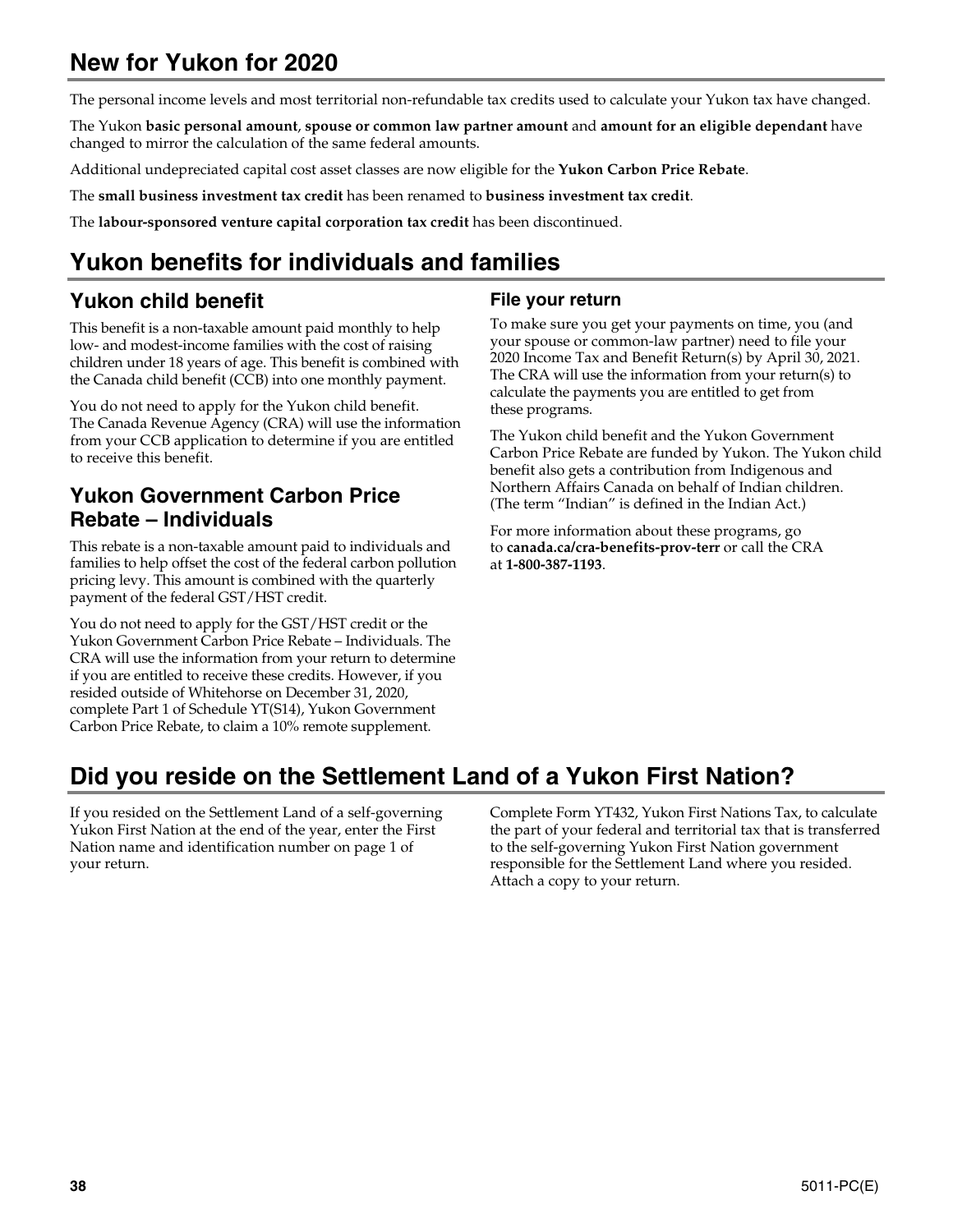# New for Yukon for 2020

The personal income levels and most territorial non-refundable tax credits used to calculate your Yukon tax have changed.

The Yukon **basic personal amount**, **spouse or common law partner amount** and **amount for an eligible dependant** have changed to mirror the calculation of the same federal amounts.

Additional undepreciated capital cost asset classes are now eligible for the **Yukon Carbon Price Rebate**.

The **small business investment tax credit** has been renamed to **business investment tax credit**.

The **labour-sponsored venture capital corporation tax credit** has been discontinued.

# Yukon benefits for individuals and families

## Yukon child benefit

This benefit is a non-taxable amount paid monthly to help low- and modest-income families with the cost of raising children under 18 years of age. This benefit is combined with the Canada child benefit (CCB) into one monthly payment.

You do not need to apply for the Yukon child benefit. The Canada Revenue Agency (CRA) will use the information from your CCB application to determine if you are entitled to receive this benefit.

## Yukon Government Carbon Price Rebate – Individuals

This rebate is a non-taxable amount paid to individuals and families to help offset the cost of the federal carbon pollution pricing levy. This amount is combined with the quarterly payment of the federal GST/HST credit.

You do not need to apply for the GST/HST credit or the Yukon Government Carbon Price Rebate – Individuals. The CRA will use the information from your return to determine if you are entitled to receive these credits. However, if you resided outside of Whitehorse on December 31, 2020, complete Part 1 of Schedule YT(S14), Yukon Government Carbon Price Rebate, to claim a 10% remote supplement.

### File your return

To make sure you get your payments on time, you (and your spouse or common-law partner) need to file your 2020 Income Tax and Benefit Return(s) by April 30, 2021. The CRA will use the information from your return(s) to calculate the payments you are entitled to get from these programs.

The Yukon child benefit and the Yukon Government Carbon Price Rebate are funded by Yukon. The Yukon child benefit also gets a contribution from Indigenous and Northern Affairs Canada on behalf of Indian children. (The term "Indian" is defined in the Indian Act.)

For more information about these programs, go to **canada.ca/cra-benefits-prov-terr** or call the CRA at **1-800-387-1193**.

# Did you reside on the Settlement Land of a Yukon First Nation?

If you resided on the Settlement Land of a self-governing Yukon First Nation at the end of the year, enter the First Nation name and identification number on page 1 of your return.

Complete Form YT432, Yukon First Nations Tax, to calculate the part of your federal and territorial tax that is transferred to the self-governing Yukon First Nation government responsible for the Settlement Land where you resided. Attach a copy to your return.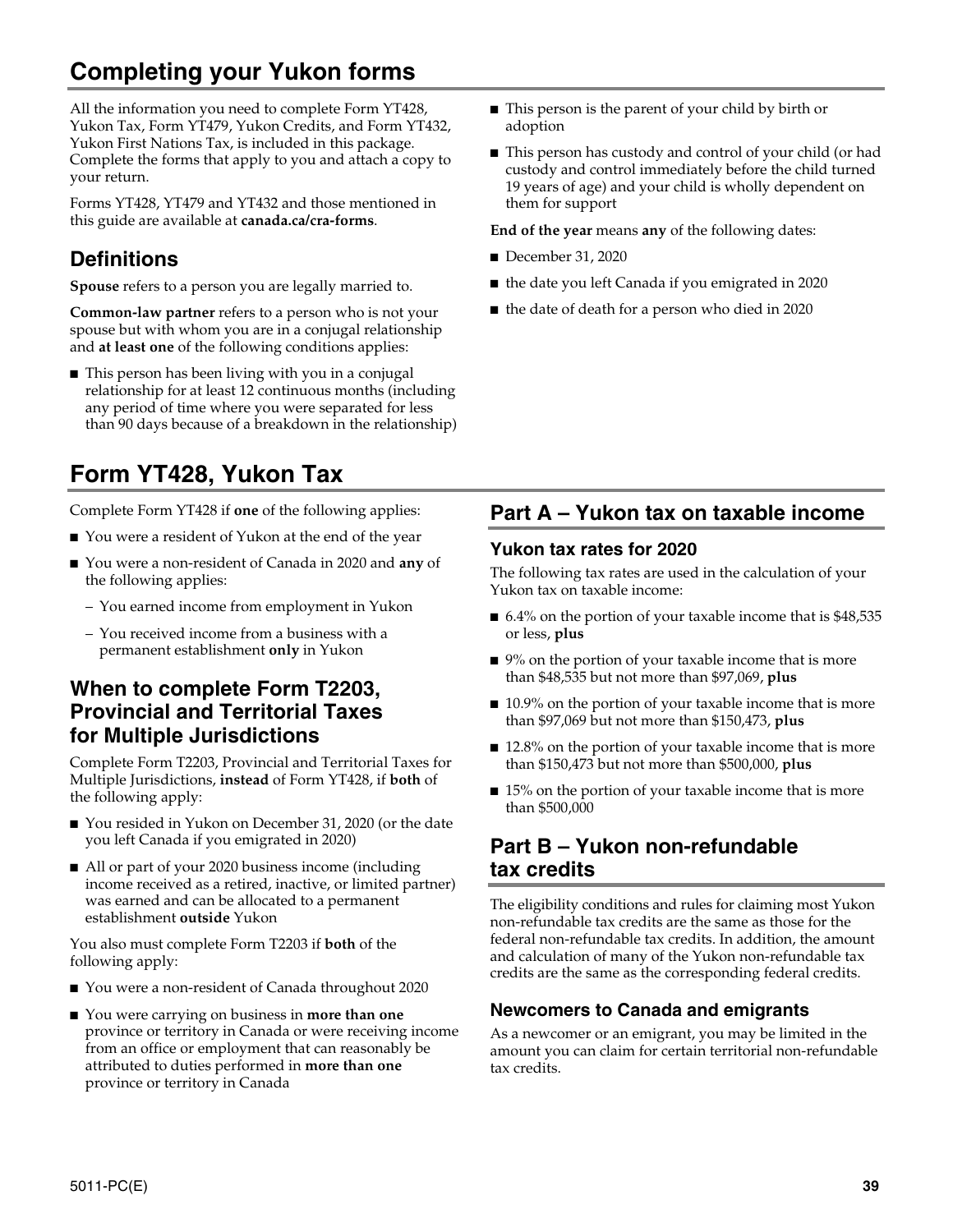# Completing your Yukon forms

All the information you need to complete Form YT428, Yukon Tax, Form YT479, Yukon Credits, and Form YT432, Yukon First Nations Tax, is included in this package. Complete the forms that apply to you and attach a copy to your return.

Forms YT428, YT479 and YT432 and those mentioned in this guide are available at **canada.ca/cra-forms**.

## Definitions

**Spouse** refers to a person you are legally married to.

**Common-law partner** refers to a person who is not your spouse but with whom you are in a conjugal relationship and **at least one** of the following conditions applies:

- This person has been living with you in a conjugal relationship for at least 12 continuous months (including any period of time where you were separated for less than 90 days because of a breakdown in the relationship)
- This person is the parent of your child by birth or adoption
- This person has custody and control of your child (or had custody and control immediately before the child turned 19 years of age) and your child is wholly dependent on them for support

**End of the year** means **any** of the following dates:

- December 31, 2020
- the date you left Canada if you emigrated in 2020
- the date of death for a person who died in 2020

# Form YT428, Yukon Tax

Complete Form YT428 if **one** of the following applies:

- You were a resident of Yukon at the end of the year
- You were a non-resident of Canada in 2020 and **any** of the following applies:
  - You earned income from employment in Yukon
  - You received income from a business with a permanent establishment **only** in Yukon

## When to complete Form T2203, Provincial and Territorial Taxes for Multiple Jurisdictions

Complete Form T2203, Provincial and Territorial Taxes for Multiple Jurisdictions, **instead** of Form YT428, if **both** of the following apply:

- You resided in Yukon on December 31, 2020 (or the date you left Canada if you emigrated in 2020)
- All or part of your 2020 business income (including income received as a retired, inactive, or limited partner) was earned and can be allocated to a permanent establishment **outside** Yukon

You also must complete Form T2203 if **both** of the following apply:

- You were a non-resident of Canada throughout 2020
- You were carrying on business in **more than one** province or territory in Canada or were receiving income from an office or employment that can reasonably be attributed to duties performed in **more than one** province or territory in Canada

## Part A – Yukon tax on taxable income

### Yukon tax rates for 2020

The following tax rates are used in the calculation of your Yukon tax on taxable income:

- 6.4% on the portion of your taxable income that is $48,535 or less, **plus**
- 9% on the portion of your taxable income that is more than $48,535 but not more than $97,069, **plus**
- 10.9% on the portion of your taxable income that is more than $97,069 but not more than $150,473, **plus**
- 12.8% on the portion of your taxable income that is more than $150,473 but not more than $500,000, **plus**
- 15% on the portion of your taxable income that is more than $500,000

## Part B – Yukon non-refundable tax credits

The eligibility conditions and rules for claiming most Yukon non-refundable tax credits are the same as those for the federal non-refundable tax credits. In addition, the amount and calculation of many of the Yukon non-refundable tax credits are the same as the corresponding federal credits.

### Newcomers to Canada and emigrants

As a newcomer or an emigrant, you may be limited in the amount you can claim for certain territorial non-refundable tax credits.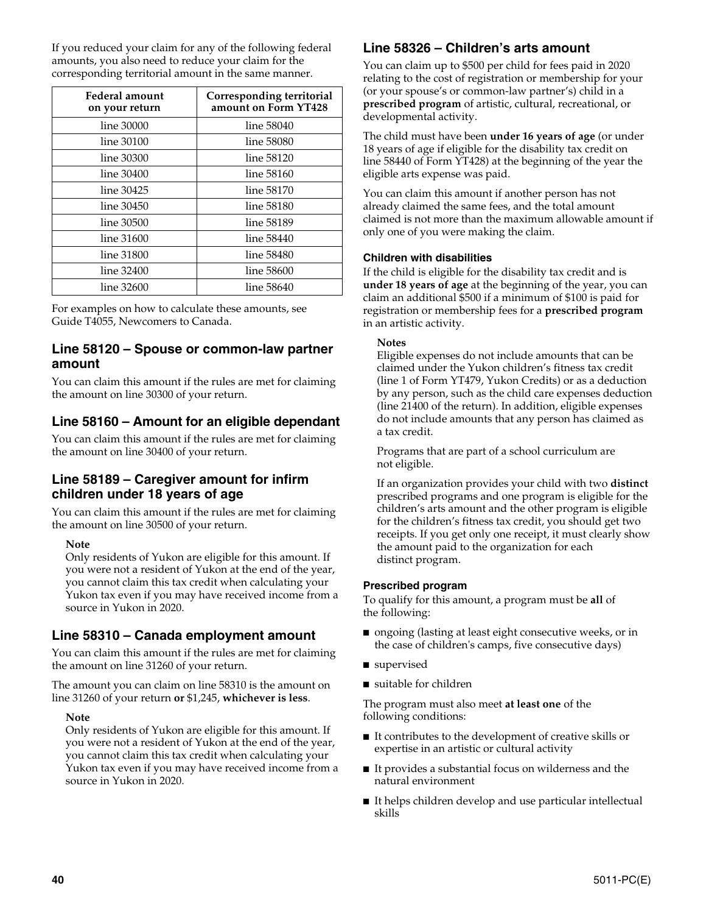If you reduced your claim for any of the following federal amounts, you also need to reduce your claim for the corresponding territorial amount in the same manner.

| Federal amount on your return | Corresponding territorial amount on Form YT428 |
|---|---|
| line 30000 | line 58040 |
| line 30100 | line 58080 |
| line 30300 | line 58120 |
| line 30400 | line 58160 |
| line 30425 | line 58170 |
| line 30450 | line 58180 |
| line 30500 | line 58189 |
| line 31600 | line 58440 |
| line 31800 | line 58480 |
| line 32400 | line 58600 |
| line 32600 | line 58640 |

For examples on how to calculate these amounts, see Guide T4055, Newcomers to Canada.

## Line 58120 – Spouse or common-law partner amount

You can claim this amount if the rules are met for claiming the amount on line 30300 of your return.

## Line 58160 – Amount for an eligible dependant

You can claim this amount if the rules are met for claiming the amount on line 30400 of your return.

## Line 58189 – Caregiver amount for infirm children under 18 years of age

You can claim this amount if the rules are met for claiming the amount on line 30500 of your return.

**Note**
Only residents of Yukon are eligible for this amount. If you were not a resident of Yukon at the end of the year, you cannot claim this tax credit when calculating your Yukon tax even if you may have received income from a source in Yukon in 2020.

## Line 58310 – Canada employment amount

You can claim this amount if the rules are met for claiming the amount on line 31260 of your return.

The amount you can claim on line 58310 is the amount on line 31260 of your return **or** $1,245, **whichever is less**.

**Note**
Only residents of Yukon are eligible for this amount. If you were not a resident of Yukon at the end of the year, you cannot claim this tax credit when calculating your Yukon tax even if you may have received income from a source in Yukon in 2020.

## Line 58326 – Children's arts amount

You can claim up to $500 per child for fees paid in 2020 relating to the cost of registration or membership for your (or your spouse's or common-law partner's) child in a **prescribed program** of artistic, cultural, recreational, or developmental activity.

The child must have been **under 16 years of age** (or under 18 years of age if eligible for the disability tax credit on line 58440 of Form YT428) at the beginning of the year the eligible arts expense was paid.

You can claim this amount if another person has not already claimed the same fees, and the total amount claimed is not more than the maximum allowable amount if only one of you were making the claim.

### Children with disabilities

If the child is eligible for the disability tax credit and is **under 18 years of age** at the beginning of the year, you can claim an additional $500 if a minimum of $100 is paid for registration or membership fees for a **prescribed program** in an artistic activity.

**Notes**
Eligible expenses do not include amounts that can be claimed under the Yukon children's fitness tax credit (line 1 of Form YT479, Yukon Credits) or as a deduction by any person, such as the child care expenses deduction (line 21400 of the return). In addition, eligible expenses do not include amounts that any person has claimed as a tax credit.

Programs that are part of a school curriculum are not eligible.

If an organization provides your child with two **distinct** prescribed programs and one program is eligible for the children's arts amount and the other program is eligible for the children's fitness tax credit, you should get two receipts. If you get only one receipt, it must clearly show the amount paid to the organization for each distinct program.

### Prescribed program

To qualify for this amount, a program must be **all** of the following:

- ongoing (lasting at least eight consecutive weeks, or in the case of children's camps, five consecutive days)
- supervised
- suitable for children

The program must also meet **at least one** of the following conditions:

- It contributes to the development of creative skills or expertise in an artistic or cultural activity
- It provides a substantial focus on wilderness and the natural environment
- It helps children develop and use particular intellectual skills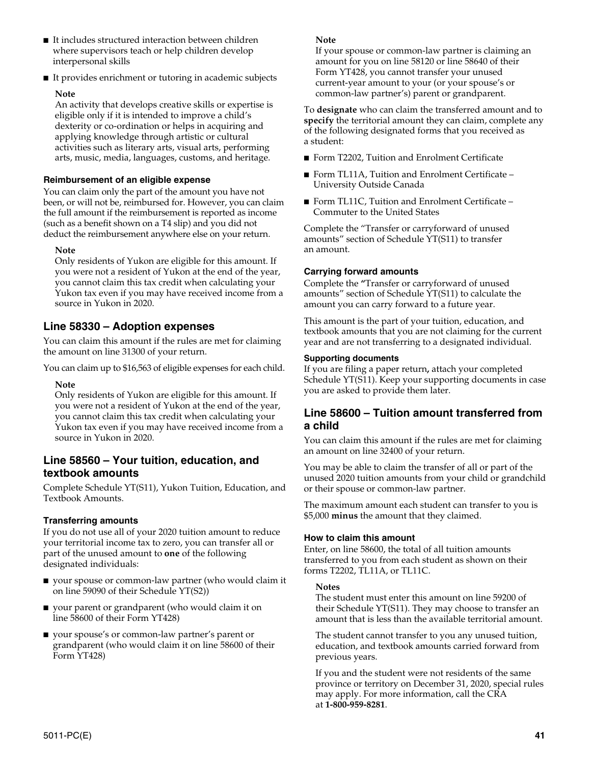- It includes structured interaction between children where supervisors teach or help children develop interpersonal skills
- It provides enrichment or tutoring in academic subjects

**Note**

An activity that develops creative skills or expertise is eligible only if it is intended to improve a child's dexterity or co-ordination or helps in acquiring and applying knowledge through artistic or cultural activities such as literary arts, visual arts, performing arts, music, media, languages, customs, and heritage.

#### Reimbursement of an eligible expense

You can claim only the part of the amount you have not been, or will not be, reimbursed for. However, you can claim the full amount if the reimbursement is reported as income (such as a benefit shown on a T4 slip) and you did not deduct the reimbursement anywhere else on your return.

**Note**

Only residents of Yukon are eligible for this amount. If you were not a resident of Yukon at the end of the year, you cannot claim this tax credit when calculating your Yukon tax even if you may have received income from a source in Yukon in 2020.

## Line 58330 – Adoption expenses

You can claim this amount if the rules are met for claiming the amount on line 31300 of your return.

You can claim up to $16,563 of eligible expenses for each child.

**Note**

Only residents of Yukon are eligible for this amount. If you were not a resident of Yukon at the end of the year, you cannot claim this tax credit when calculating your Yukon tax even if you may have received income from a source in Yukon in 2020.

## Line 58560 – Your tuition, education, and textbook amounts

Complete Schedule YT(S11), Yukon Tuition, Education, and Textbook Amounts.

#### Transferring amounts

If you do not use all of your 2020 tuition amount to reduce your territorial income tax to zero, you can transfer all or part of the unused amount to **one** of the following designated individuals:

- your spouse or common-law partner (who would claim it on line 59090 of their Schedule YT(S2))
- your parent or grandparent (who would claim it on line 58600 of their Form YT428)
- your spouse's or common-law partner's parent or grandparent (who would claim it on line 58600 of their Form YT428)

**Note**

If your spouse or common-law partner is claiming an amount for you on line 58120 or line 58640 of their Form YT428, you cannot transfer your unused current-year amount to your (or your spouse's or common-law partner's) parent or grandparent.

To **designate** who can claim the transferred amount and to **specify** the territorial amount they can claim, complete any of the following designated forms that you received as a student:

- Form T2202, Tuition and Enrolment Certificate
- Form TL11A, Tuition and Enrolment Certificate – University Outside Canada
- Form TL11C, Tuition and Enrolment Certificate – Commuter to the United States

Complete the "Transfer or carryforward of unused amounts" section of Schedule YT(S11) to transfer an amount.

#### Carrying forward amounts

Complete the "Transfer or carryforward of unused amounts" section of Schedule YT(S11) to calculate the amount you can carry forward to a future year.

This amount is the part of your tuition, education, and textbook amounts that you are not claiming for the current year and are not transferring to a designated individual.

#### Supporting documents

If you are filing a paper return, attach your completed Schedule YT(S11). Keep your supporting documents in case you are asked to provide them later.

## Line 58600 – Tuition amount transferred from a child

You can claim this amount if the rules are met for claiming an amount on line 32400 of your return.

You may be able to claim the transfer of all or part of the unused 2020 tuition amounts from your child or grandchild or their spouse or common-law partner.

The maximum amount each student can transfer to you is $5,000 **minus** the amount that they claimed.

#### How to claim this amount

Enter, on line 58600, the total of all tuition amounts transferred to you from each student as shown on their forms T2202, TL11A, or TL11C.

**Notes**

The student must enter this amount on line 59200 of their Schedule YT(S11). They may choose to transfer an amount that is less than the available territorial amount.

The student cannot transfer to you any unused tuition, education, and textbook amounts carried forward from previous years.

If you and the student were not residents of the same province or territory on December 31, 2020, special rules may apply. For more information, call the CRA at **1-800-959-8281**.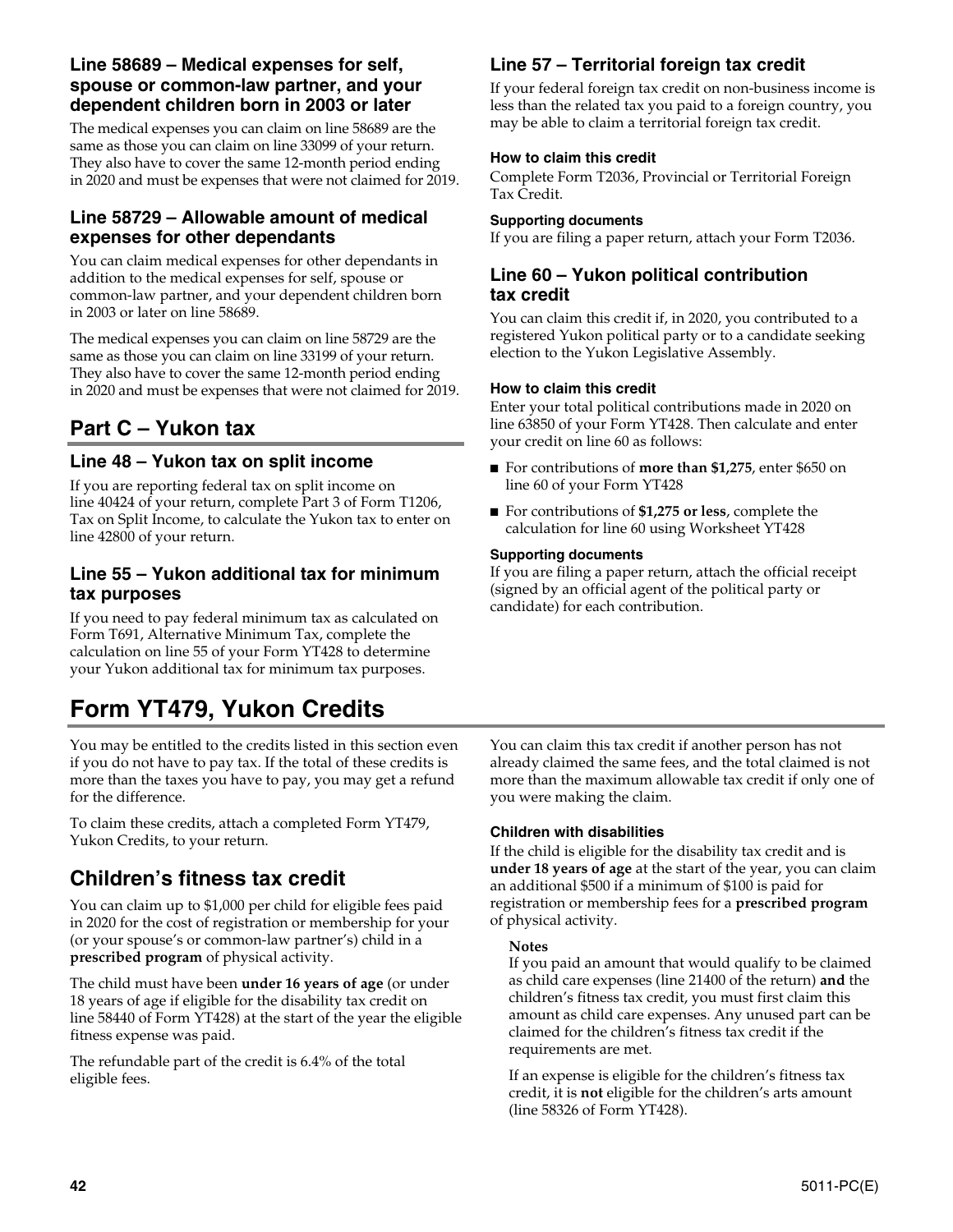### Line 58689 – Medical expenses for self, spouse or common-law partner, and your dependent children born in 2003 or later

The medical expenses you can claim on line 58689 are the same as those you can claim on line 33099 of your return. They also have to cover the same 12-month period ending in 2020 and must be expenses that were not claimed for 2019.

### Line 58729 – Allowable amount of medical expenses for other dependants

You can claim medical expenses for other dependants in addition to the medical expenses for self, spouse or common-law partner, and your dependent children born in 2003 or later on line 58689.

The medical expenses you can claim on line 58729 are the same as those you can claim on line 33199 of your return. They also have to cover the same 12-month period ending in 2020 and must be expenses that were not claimed for 2019.

## Part C – Yukon tax

### Line 48 – Yukon tax on split income

If you are reporting federal tax on split income on line 40424 of your return, complete Part 3 of Form T1206, Tax on Split Income, to calculate the Yukon tax to enter on line 42800 of your return.

### Line 55 – Yukon additional tax for minimum tax purposes

If you need to pay federal minimum tax as calculated on Form T691, Alternative Minimum Tax, complete the calculation on line 55 of your Form YT428 to determine your Yukon additional tax for minimum tax purposes.

### Line 57 – Territorial foreign tax credit

If your federal foreign tax credit on non-business income is less than the related tax you paid to a foreign country, you may be able to claim a territorial foreign tax credit.

#### How to claim this credit

Complete Form T2036, Provincial or Territorial Foreign Tax Credit.

#### Supporting documents

If you are filing a paper return, attach your Form T2036.

### Line 60 – Yukon political contribution tax credit

You can claim this credit if, in 2020, you contributed to a registered Yukon political party or to a candidate seeking election to the Yukon Legislative Assembly.

#### How to claim this credit

Enter your total political contributions made in 2020 on line 63850 of your Form YT428. Then calculate and enter your credit on line 60 as follows:

- For contributions of **more than $1,275**, enter $650 on line 60 of your Form YT428
- For contributions of **$1,275 or less**, complete the calculation for line 60 using Worksheet YT428

#### Supporting documents

If you are filing a paper return, attach the official receipt (signed by an official agent of the political party or candidate) for each contribution.

# Form YT479, Yukon Credits

You may be entitled to the credits listed in this section even if you do not have to pay tax. If the total of these credits is more than the taxes you have to pay, you may get a refund for the difference.

To claim these credits, attach a completed Form YT479, Yukon Credits, to your return.

## Children's fitness tax credit

You can claim up to $1,000 per child for eligible fees paid in 2020 for the cost of registration or membership for your (or your spouse's or common-law partner's) child in a **prescribed program** of physical activity.

The child must have been **under 16 years of age** (or under 18 years of age if eligible for the disability tax credit on line 58440 of Form YT428) at the start of the year the eligible fitness expense was paid.

The refundable part of the credit is 6.4% of the total eligible fees.

You can claim this tax credit if another person has not already claimed the same fees, and the total claimed is not more than the maximum allowable tax credit if only one of you were making the claim.

#### Children with disabilities

If the child is eligible for the disability tax credit and is **under 18 years of age** at the start of the year, you can claim an additional $500 if a minimum of $100 is paid for registration or membership fees for a **prescribed program** of physical activity.

**Notes**

If you paid an amount that would qualify to be claimed as child care expenses (line 21400 of the return) **and** the children's fitness tax credit, you must first claim this amount as child care expenses. Any unused part can be claimed for the children's fitness tax credit if the requirements are met.

If an expense is eligible for the children's fitness tax credit, it is **not** eligible for the children's arts amount (line 58326 of Form YT428).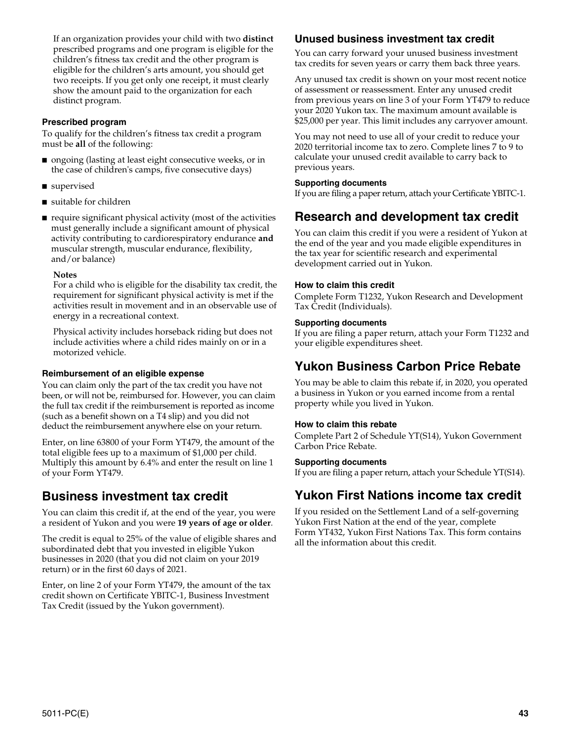If an organization provides your child with two **distinct** prescribed programs and one program is eligible for the children's fitness tax credit and the other program is eligible for the children's arts amount, you should get two receipts. If you get only one receipt, it must clearly show the amount paid to the organization for each distinct program.

#### Prescribed program

To qualify for the children's fitness tax credit a program must be **all** of the following:

- ongoing (lasting at least eight consecutive weeks, or in the case of children's camps, five consecutive days)
- supervised
- suitable for children
- require significant physical activity (most of the activities must generally include a significant amount of physical activity contributing to cardiorespiratory endurance **and** muscular strength, muscular endurance, flexibility, and/or balance)

**Notes**

For a child who is eligible for the disability tax credit, the requirement for significant physical activity is met if the activities result in movement and in an observable use of energy in a recreational context.

Physical activity includes horseback riding but does not include activities where a child rides mainly on or in a motorized vehicle.

#### Reimbursement of an eligible expense

You can claim only the part of the tax credit you have not been, or will not be, reimbursed for. However, you can claim the full tax credit if the reimbursement is reported as income (such as a benefit shown on a T4 slip) and you did not deduct the reimbursement anywhere else on your return.

Enter, on line 63800 of your Form YT479, the amount of the total eligible fees up to a maximum of $1,000 per child. Multiply this amount by 6.4% and enter the result on line 1 of your Form YT479.

## Business investment tax credit

You can claim this credit if, at the end of the year, you were a resident of Yukon and you were **19 years of age or older**.

The credit is equal to 25% of the value of eligible shares and subordinated debt that you invested in eligible Yukon businesses in 2020 (that you did not claim on your 2019 return) or in the first 60 days of 2021.

Enter, on line 2 of your Form YT479, the amount of the tax credit shown on Certificate YBITC-1, Business Investment Tax Credit (issued by the Yukon government).

### Unused business investment tax credit

You can carry forward your unused business investment tax credits for seven years or carry them back three years.

Any unused tax credit is shown on your most recent notice of assessment or reassessment. Enter any unused credit from previous years on line 3 of your Form YT479 to reduce your 2020 Yukon tax. The maximum amount available is $25,000 per year. This limit includes any carryover amount.

You may not need to use all of your credit to reduce your 2020 territorial income tax to zero. Complete lines 7 to 9 to calculate your unused credit available to carry back to previous years.

#### Supporting documents

If you are filing a paper return, attach your Certificate YBITC-1.

## Research and development tax credit

You can claim this credit if you were a resident of Yukon at the end of the year and you made eligible expenditures in the tax year for scientific research and experimental development carried out in Yukon.

#### How to claim this credit

Complete Form T1232, Yukon Research and Development Tax Credit (Individuals).

#### Supporting documents

If you are filing a paper return, attach your Form T1232 and your eligible expenditures sheet.

## Yukon Business Carbon Price Rebate

You may be able to claim this rebate if, in 2020, you operated a business in Yukon or you earned income from a rental property while you lived in Yukon.

#### How to claim this rebate

Complete Part 2 of Schedule YT(S14), Yukon Government Carbon Price Rebate.

#### Supporting documents

If you are filing a paper return, attach your Schedule YT(S14).

## Yukon First Nations income tax credit

If you resided on the Settlement Land of a self-governing Yukon First Nation at the end of the year, complete Form YT432, Yukon First Nations Tax. This form contains all the information about this credit.